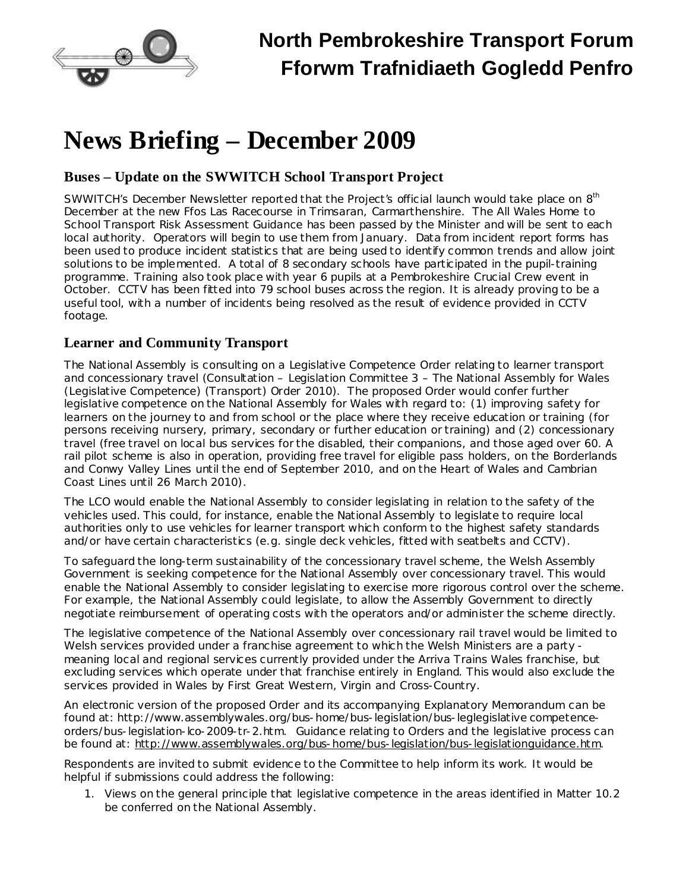# North Pembrokeshire Transport Forum
# Fforwm Trafnidiaeth Gogledd Penfro

# News Briefing – December 2009

## Buses – Update on the SWWITCH School Transport Project

SWWITCH's December Newsletter reported that the Project's official launch would take place on 8th December at the new Ffos Las Racecourse in Trimsaran, Carmarthenshire. The All Wales Home to School Transport Risk Assessment Guidance has been passed by the Minister and will be sent to each local authority. Operators will begin to use them from January. Data from incident report forms has been used to produce incident statistics that are being used to identify common trends and allow joint solutions to be implemented. A total of 8 secondary schools have participated in the pupil-training programme. Training also took place with year 6 pupils at a Pembrokeshire Crucial Crew event in October. CCTV has been fitted into 79 school buses across the region. It is already proving to be a useful tool, with a number of incidents being resolved as the result of evidence provided in CCTV footage.

## Learner and Community Transport

The National Assembly is consulting on a Legislative Competence Order relating to learner transport and concessionary travel (Consultation – Legislation Committee 3 – The National Assembly for Wales (Legislative Competence) (Transport) Order 2010). The proposed Order would confer further legislative competence on the National Assembly for Wales with regard to: (1) improving safety for learners on the journey to and from school or the place where they receive education or training (for persons receiving nursery, primary, secondary or further education or training) and (2) concessionary travel (free travel on local bus services for the disabled, their companions, and those aged over 60. A rail pilot scheme is also in operation, providing free travel for eligible pass holders, on the Borderlands and Conwy Valley Lines until the end of September 2010, and on the Heart of Wales and Cambrian Coast Lines until 26 March 2010).

The LCO would enable the National Assembly to consider legislating in relation to the safety of the vehicles used. This could, for instance, enable the National Assembly to legislate to require local authorities only to use vehicles for learner transport which conform to the highest safety standards and/or have certain characteristics (e.g. single deck vehicles, fitted with seatbelts and CCTV).

To safeguard the long-term sustainability of the concessionary travel scheme, the Welsh Assembly Government is seeking competence for the National Assembly over concessionary travel. This would enable the National Assembly to consider legislating to exercise more rigorous control over the scheme. For example, the National Assembly could legislate, to allow the Assembly Government to directly negotiate reimbursement of operating costs with the operators and/or administer the scheme directly.

The legislative competence of the National Assembly over concessionary rail travel would be limited to Welsh services provided under a franchise agreement to which the Welsh Ministers are a party - meaning local and regional services currently provided under the Arriva Trains Wales franchise, but excluding services which operate under that franchise entirely in England. This would also exclude the services provided in Wales by First Great Western, Virgin and Cross-Country.

An electronic version of the proposed Order and its accompanying Explanatory Memorandum can be found at: http://www.assemblywales.org/bus-home/bus-legislation/bus-leglegislative competence-orders/bus-legislation-lco-2009-tr-2.htm. Guidance relating to Orders and the legislative process can be found at: http://www.assemblywales.org/bus-home/bus-legislation/bus-legislationguidance.htm.

Respondents are invited to submit evidence to the Committee to help inform its work. It would be helpful if submissions could address the following:

1. Views on the general principle that legislative competence in the areas identified in Matter 10.2 be conferred on the National Assembly.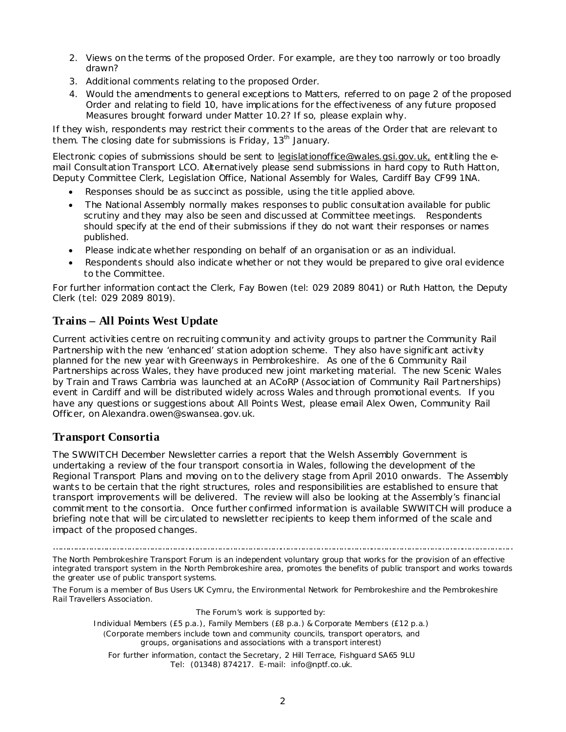2. Views on the terms of the proposed Order. For example, are they too narrowly or too broadly drawn?
3. Additional comments relating to the proposed Order.
4. Would the amendments to general exceptions to Matters, referred to on page 2 of the proposed Order and relating to field 10, have implications for the effectiveness of any future proposed Measures brought forward under Matter 10.2? If so, please explain why.

If they wish, respondents may restrict their comments to the areas of the Order that are relevant to them. The closing date for submissions is Friday, 13th January.

Electronic copies of submissions should be sent to legislationoffice@wales.gsi.gov.uk, entitling the e-mail Consultation Transport LCO. Alternatively please send submissions in hard copy to Ruth Hatton, Deputy Committee Clerk, Legislation Office, National Assembly for Wales, Cardiff Bay CF99 1NA.

- Responses should be as succinct as possible, using the title applied above.
- The National Assembly normally makes responses to public consultation available for public scrutiny and they may also be seen and discussed at Committee meetings. Respondents should specify at the end of their submissions if they do not want their responses or names published.
- Please indicate whether responding on behalf of an organisation or as an individual.
- Respondents should also indicate whether or not they would be prepared to give oral evidence to the Committee.

For further information contact the Clerk, Fay Bowen (tel: 029 2089 8041) or Ruth Hatton, the Deputy Clerk (tel: 029 2089 8019).

## Trains – All Points West Update

Current activities centre on recruiting community and activity groups to partner the Community Rail Partnership with the new 'enhanced' station adoption scheme. They also have significant activity planned for the new year with Greenways in Pembrokeshire. As one of the 6 Community Rail Partnerships across Wales, they have produced new joint marketing material. The new Scenic Wales by Train and Traws Cambria was launched at an ACoRP (Association of Community Rail Partnerships) event in Cardiff and will be distributed widely across Wales and through promotional events. If you have any questions or suggestions about All Points West, please email Alex Owen, Community Rail Officer, on Alexandra.owen@swansea.gov.uk.

## Transport Consortia

The SWWITCH December Newsletter carries a report that the Welsh Assembly Government is undertaking a review of the four transport consortia in Wales, following the development of the Regional Transport Plans and moving on to the delivery stage from April 2010 onwards. The Assembly wants to be certain that the right structures, roles and responsibilities are established to ensure that transport improvements will be delivered. The review will also be looking at the Assembly's financial commitment to the consortia. Once further confirmed information is available SWWITCH will produce a briefing note that will be circulated to newsletter recipients to keep them informed of the scale and impact of the proposed changes.

---

*The North Pembrokeshire Transport Forum is an independent voluntary group that works for the provision of an effective integrated transport system in the North Pembrokeshire area, promotes the benefits of public transport and works towards the greater use of public transport systems.*

*The Forum is a member of Bus Users UK Cymru, the Environmental Network for Pembrokeshire and the Pembrokeshire Rail Travellers Association.*

*The Forum's work is supported by:*

*Individual Members (£5 p.a.), Family Members (£8 p.a.) & Corporate Members (£12 p.a.)*
*(Corporate members include town and community councils, transport operators, and groups, organisations and associations with a transport interest)*

*For further information, contact the Secretary, 2 Hill Terrace, Fishguard SA65 9LU*
*Tel: (01348) 874217. E-mail: info@nptf.co.uk.*